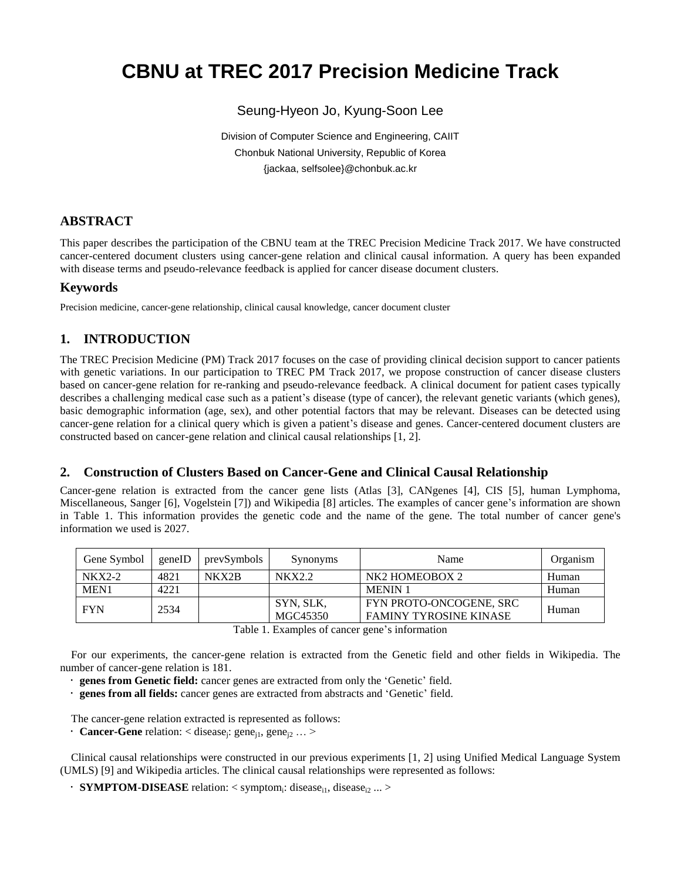# CBNU at TREC 2017 Precision Medicine Track

Seung-Hyeon Jo, Kyung-Soon Lee

Division of Computer Science and Engineering, CAIIT
Chonbuk National University, Republic of Korea
{jackaa, selfsolee}@chonbuk.ac.kr

## ABSTRACT

This paper describes the participation of the CBNU team at the TREC Precision Medicine Track 2017. We have constructed cancer-centered document clusters using cancer-gene relation and clinical causal information. A query has been expanded with disease terms and pseudo-relevance feedback is applied for cancer disease document clusters.

## Keywords

Precision medicine, cancer-gene relationship, clinical causal knowledge, cancer document cluster

## 1. INTRODUCTION

The TREC Precision Medicine (PM) Track 2017 focuses on the case of providing clinical decision support to cancer patients with genetic variations. In our participation to TREC PM Track 2017, we propose construction of cancer disease clusters based on cancer-gene relation for re-ranking and pseudo-relevance feedback. A clinical document for patient cases typically describes a challenging medical case such as a patient's disease (type of cancer), the relevant genetic variants (which genes), basic demographic information (age, sex), and other potential factors that may be relevant. Diseases can be detected using cancer-gene relation for a clinical query which is given a patient's disease and genes. Cancer-centered document clusters are constructed based on cancer-gene relation and clinical causal relationships [1, 2].

## 2. Construction of Clusters Based on Cancer-Gene and Clinical Causal Relationship

Cancer-gene relation is extracted from the cancer gene lists (Atlas [3], CANgenes [4], CIS [5], human Lymphoma, Miscellaneous, Sanger [6], Vogelstein [7]) and Wikipedia [8] articles. The examples of cancer gene's information are shown in Table 1. This information provides the genetic code and the name of the gene. The total number of cancer gene's information we used is 2027.

| Gene Symbol | geneID | prevSymbols | Synonyms | Name | Organism |
|---|---|---|---|---|---|
| NKX2-2 | 4821 | NKX2B | NKX2.2 | NK2 HOMEOBOX 2 | Human |
| MEN1 | 4221 | | | MENIN 1 | Human |
| FYN | 2534 | | SYN, SLK, MGC45350 | FYN PROTO-ONCOGENE, SRC FAMINY TYROSINE KINASE | Human |

Table 1. Examples of cancer gene's information

For our experiments, the cancer-gene relation is extracted from the Genetic field and other fields in Wikipedia. The number of cancer-gene relation is 181.

- **genes from Genetic field:** cancer genes are extracted from only the 'Genetic' field.
- **genes from all fields:** cancer genes are extracted from abstracts and 'Genetic' field.

The cancer-gene relation extracted is represented as follows:

- **Cancer-Gene** relation: < $disease_j$: $gene_{j1}$, $gene_{j2}$ … >

Clinical causal relationships were constructed in our previous experiments [1, 2] using Unified Medical Language System (UMLS) [9] and Wikipedia articles. The clinical causal relationships were represented as follows:

- **SYMPTOM-DISEASE** relation: < $symptom_i$: $disease_{i1}$, $disease_{i2}$ ... >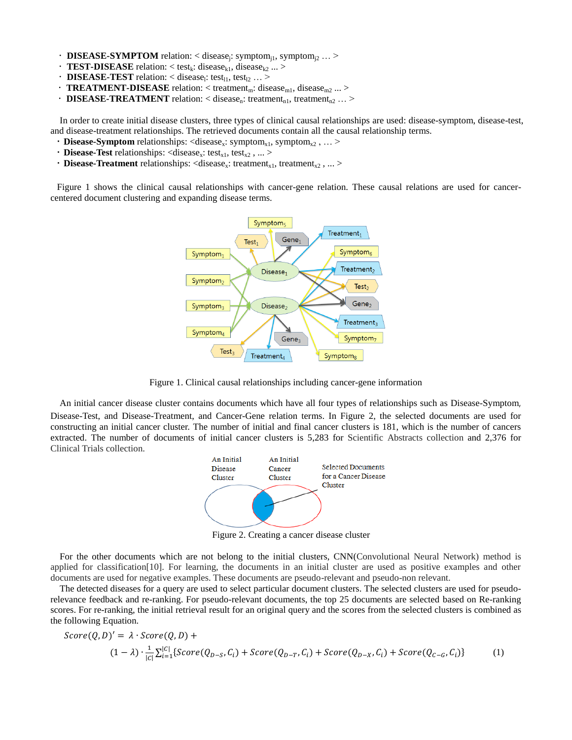- **DISEASE-SYMPTOM** relation: < $disease_j$: $symptom_{j1}$, $symptom_{j2}$ … >
- **TEST-DISEASE** relation: < $test_k$: $disease_{k1}$, $disease_{k2}$ ... >
- **DISEASE-TEST** relation: < $disease_l$: $test_{l1}$, $test_{l2}$ … >
- **TREATMENT-DISEASE** relation: < $treatment_m$: $disease_{m1}$, $disease_{m2}$ ... >
- **DISEASE-TREATMENT** relation: < $disease_n$: $treatment_{n1}$, $treatment_{n2}$ … >

In order to create initial disease clusters, three types of clinical causal relationships are used: disease-symptom, disease-test, and disease-treatment relationships. The retrieved documents contain all the causal relationship terms.

- **Disease-Symptom** relationships: <$disease_x$: $symptom_{x1}$, $symptom_{x2}$ , … >
- **Disease-Test** relationships: <$disease_x$: $test_{x1}$, $test_{x2}$ , ... >
- **Disease-Treatment** relationships: <$disease_x$: $treatment_{x1}$, $treatment_{x2}$ , ... >

Figure 1 shows the clinical causal relationships with cancer-gene relation. These causal relations are used for cancer-centered document clustering and expanding disease terms.

Figure 1. Clinical causal relationships including cancer-gene information

An initial cancer disease cluster contains documents which have all four types of relationships such as Disease-Symptom, Disease-Test, and Disease-Treatment, and Cancer-Gene relation terms. In Figure 2, the selected documents are used for constructing an initial cancer cluster. The number of initial and final cancer clusters is 181, which is the number of cancers extracted. The number of documents of initial cancer clusters is 5,283 for Scientific Abstracts collection and 2,376 for Clinical Trials collection.

Figure 2. Creating a cancer disease cluster

For the other documents which are not belong to the initial clusters, CNN(Convolutional Neural Network) method is applied for classification[10]. For learning, the documents in an initial cluster are used as positive examples and other documents are used for negative examples. These documents are pseudo-relevant and pseudo-non relevant.

The detected diseases for a query are used to select particular document clusters. The selected clusters are used for pseudo-relevance feedback and re-ranking. For pseudo-relevant documents, the top 25 documents are selected based on Re-ranking scores. For re-ranking, the initial retrieval result for an original query and the scores from the selected clusters is combined as the following Equation.

$$Score(Q,D)' = \lambda \cdot Score(Q,D) + (1-\lambda) \cdot \frac{1}{|C|} \sum_{i=1}^{|C|} \{Score(Q_{D-S}, C_i) + Score(Q_{D-T}, C_i) + Score(Q_{D-X}, C_i) + Score(Q_{C-G}, C_i)\} \quad (1)$$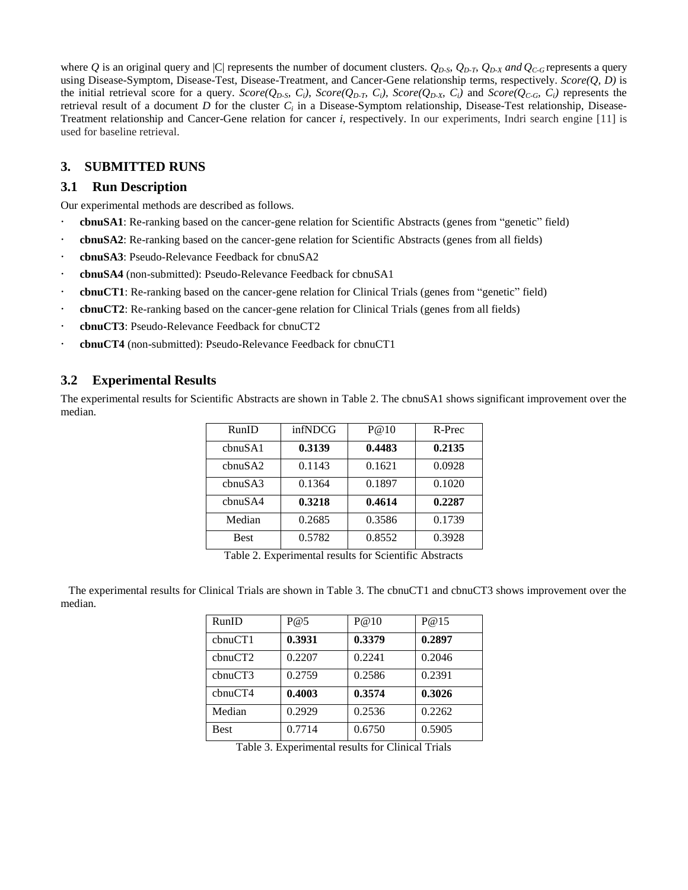where $Q$ is an original query and $|C|$ represents the number of document clusters. $Q_{D-S}$, $Q_{D-T}$, $Q_{D-X}$ *and* $Q_{C-G}$ represents a query using Disease-Symptom, Disease-Test, Disease-Treatment, and Cancer-Gene relationship terms, respectively. $Score(Q, D)$ is the initial retrieval score for a query. $Score(Q_{D-S}, C_i)$, $Score(Q_{D-T}, C_i)$, $Score(Q_{D-X}, C_i)$ and $Score(Q_{C-G}, C_i)$ represents the retrieval result of a document $D$ for the cluster $C_i$ in a Disease-Symptom relationship, Disease-Test relationship, Disease-Treatment relationship and Cancer-Gene relation for cancer $i$, respectively. In our experiments, Indri search engine [11] is used for baseline retrieval.

## 3. SUBMITTED RUNS

### 3.1 Run Description

Our experimental methods are described as follows.

- **cbnuSA1**: Re-ranking based on the cancer-gene relation for Scientific Abstracts (genes from "genetic" field)
- **cbnuSA2**: Re-ranking based on the cancer-gene relation for Scientific Abstracts (genes from all fields)
- **cbnuSA3**: Pseudo-Relevance Feedback for cbnuSA2
- **cbnuSA4** (non-submitted): Pseudo-Relevance Feedback for cbnuSA1
- **cbnuCT1**: Re-ranking based on the cancer-gene relation for Clinical Trials (genes from "genetic" field)
- **cbnuCT2**: Re-ranking based on the cancer-gene relation for Clinical Trials (genes from all fields)
- **cbnuCT3**: Pseudo-Relevance Feedback for cbnuCT2
- **cbnuCT4** (non-submitted): Pseudo-Relevance Feedback for cbnuCT1

### 3.2 Experimental Results

The experimental results for Scientific Abstracts are shown in Table 2. The cbnuSA1 shows significant improvement over the median.

| RunID | infNDCG | P@10 | R-Prec |
|---|---|---|---|
| cbnuSA1 | **0.3139** | **0.4483** | **0.2135** |
| cbnuSA2 | 0.1143 | 0.1621 | 0.0928 |
| cbnuSA3 | 0.1364 | 0.1897 | 0.1020 |
| cbnuSA4 | **0.3218** | **0.4614** | **0.2287** |
| Median | 0.2685 | 0.3586 | 0.1739 |
| Best | 0.5782 | 0.8552 | 0.3928 |

Table 2. Experimental results for Scientific Abstracts

The experimental results for Clinical Trials are shown in Table 3. The cbnuCT1 and cbnuCT3 shows improvement over the median.

| RunID | P@5 | P@10 | P@15 |
|---|---|---|---|
| cbnuCT1 | **0.3931** | **0.3379** | **0.2897** |
| cbnuCT2 | 0.2207 | 0.2241 | 0.2046 |
| cbnuCT3 | 0.2759 | 0.2586 | 0.2391 |
| cbnuCT4 | **0.4003** | **0.3574** | **0.3026** |
| Median | 0.2929 | 0.2536 | 0.2262 |
| Best | 0.7714 | 0.6750 | 0.5905 |

Table 3. Experimental results for Clinical Trials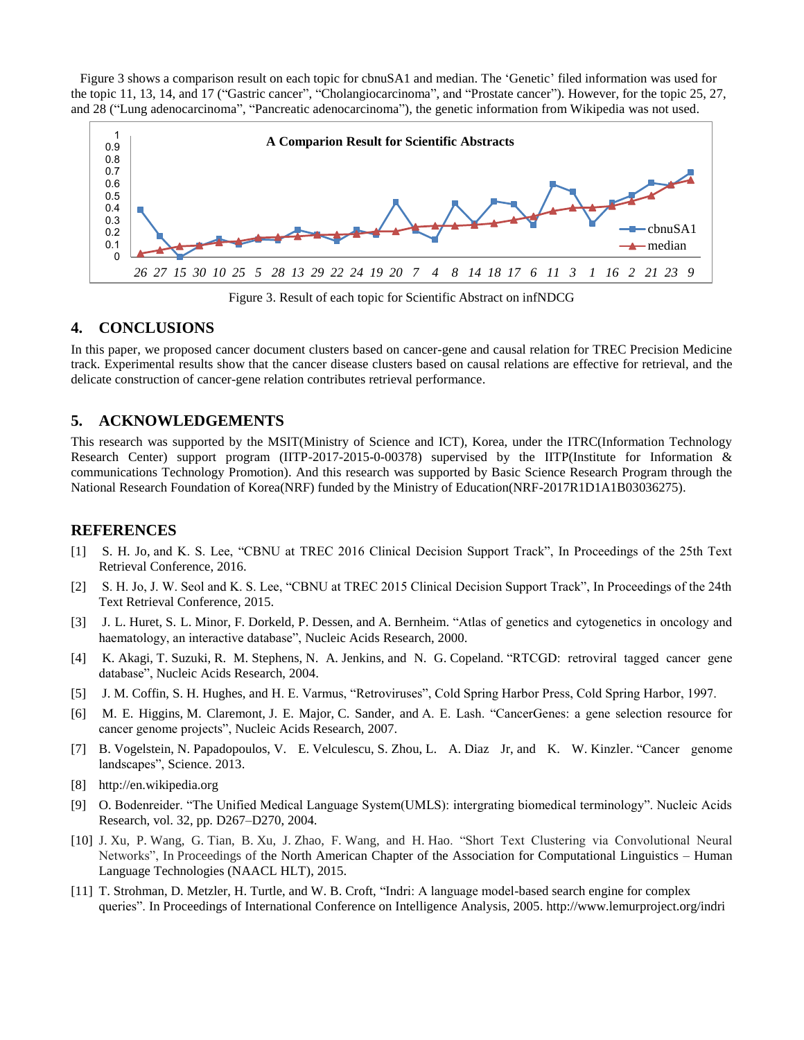Figure 3 shows a comparison result on each topic for cbnuSA1 and median. The 'Genetic' filed information was used for the topic 11, 13, 14, and 17 ("Gastric cancer", "Cholangiocarcinoma", and "Prostate cancer"). However, for the topic 25, 27, and 28 ("Lung adenocarcinoma", "Pancreatic adenocarcinoma"), the genetic information from Wikipedia was not used.

A Comparion Result for Scientific Abstracts

1
0.9
0.8
0.7
0.6
0.5
0.4
0.3
0.2
0.1
0

26 27 15 30 10 25 5 28 13 29 22 24 19 20 7 4 8 14 18 17 6 11 3 1 16 2 21 23 9

cbnuSA1
median

Figure 3. Result of each topic for Scientific Abstract on infNDCG

## 4. CONCLUSIONS

In this paper, we proposed cancer document clusters based on cancer-gene and causal relation for TREC Precision Medicine track. Experimental results show that the cancer disease clusters based on causal relations are effective for retrieval, and the delicate construction of cancer-gene relation contributes retrieval performance.

## 5. ACKNOWLEDGEMENTS

This research was supported by the MSIT(Ministry of Science and ICT), Korea, under the ITRC(Information Technology Research Center) support program (IITP-2017-2015-0-00378) supervised by the IITP(Institute for Information & communications Technology Promotion). And this research was supported by Basic Science Research Program through the National Research Foundation of Korea(NRF) funded by the Ministry of Education(NRF-2017R1D1A1B03036275).

## REFERENCES

[1] S. H. Jo, and K. S. Lee, "CBNU at TREC 2016 Clinical Decision Support Track", In Proceedings of the 25th Text Retrieval Conference, 2016.

[2] S. H. Jo, J. W. Seol and K. S. Lee, "CBNU at TREC 2015 Clinical Decision Support Track", In Proceedings of the 24th Text Retrieval Conference, 2015.

[3] J. L. Huret, S. L. Minor, F. Dorkeld, P. Dessen, and A. Bernheim. "Atlas of genetics and cytogenetics in oncology and haematology, an interactive database", Nucleic Acids Research, 2000.

[4] K. Akagi, T. Suzuki, R. M. Stephens, N. A. Jenkins, and N. G. Copeland. "RTCGD: retroviral tagged cancer gene database", Nucleic Acids Research, 2004.

[5] J. M. Coffin, S. H. Hughes, and H. E. Varmus, "Retroviruses", Cold Spring Harbor Press, Cold Spring Harbor, 1997.

[6] M. E. Higgins, M. Claremont, J. E. Major, C. Sander, and A. E. Lash. "CancerGenes: a gene selection resource for cancer genome projects", Nucleic Acids Research, 2007.

[7] B. Vogelstein, N. Papadopoulos, V. E. Velculescu, S. Zhou, L. A. Diaz Jr, and K. W. Kinzler. "Cancer genome landscapes", Science. 2013.

[8] http://en.wikipedia.org

[9] O. Bodenreider. "The Unified Medical Language System(UMLS): intergrating biomedical terminology". Nucleic Acids Research, vol. 32, pp. D267–D270, 2004.

[10] J. Xu, P. Wang, G. Tian, B. Xu, J. Zhao, F. Wang, and H. Hao. "Short Text Clustering via Convolutional Neural Networks", In Proceedings of the North American Chapter of the Association for Computational Linguistics – Human Language Technologies (NAACL HLT), 2015.

[11] T. Strohman, D. Metzler, H. Turtle, and W. B. Croft, "Indri: A language model-based search engine for complex queries". In Proceedings of International Conference on Intelligence Analysis, 2005. http://www.lemurproject.org/indri